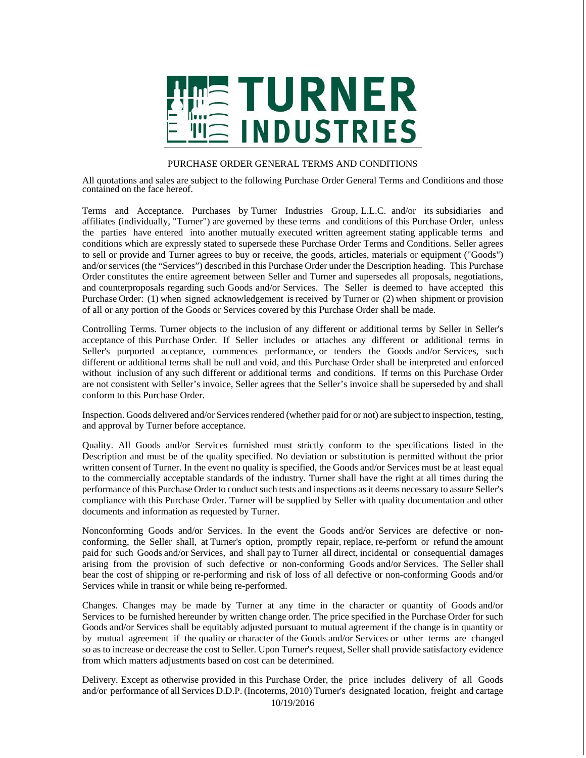# TURNER INDUSTRIES

## PURCHASE ORDER GENERAL TERMS AND CONDITIONS

All quotations and sales are subject to the following Purchase Order General Terms and Conditions and those contained on the face hereof.

Terms and Acceptance. Purchases by Turner Industries Group, L.L.C. and/or its subsidiaries and affiliates (individually, "Turner") are governed by these terms and conditions of this Purchase Order, unless the parties have entered into another mutually executed written agreement stating applicable terms and conditions which are expressly stated to supersede these Purchase Order Terms and Conditions. Seller agrees to sell or provide and Turner agrees to buy or receive, the goods, articles, materials or equipment ("Goods") and/or services (the "Services") described in this Purchase Order under the Description heading. This Purchase Order constitutes the entire agreement between Seller and Turner and supersedes all proposals, negotiations, and counterproposals regarding such Goods and/or Services. The Seller is deemed to have accepted this Purchase Order: (1) when signed acknowledgement is received by Turner or (2) when shipment or provision of all or any portion of the Goods or Services covered by this Purchase Order shall be made.

Controlling Terms. Turner objects to the inclusion of any different or additional terms by Seller in Seller's acceptance of this Purchase Order. If Seller includes or attaches any different or additional terms in Seller's purported acceptance, commences performance, or tenders the Goods and/or Services, such different or additional terms shall be null and void, and this Purchase Order shall be interpreted and enforced without inclusion of any such different or additional terms and conditions. If terms on this Purchase Order are not consistent with Seller's invoice, Seller agrees that the Seller's invoice shall be superseded by and shall conform to this Purchase Order.

Inspection. Goods delivered and/or Services rendered (whether paid for or not) are subject to inspection, testing, and approval by Turner before acceptance.

Quality. All Goods and/or Services furnished must strictly conform to the specifications listed in the Description and must be of the quality specified. No deviation or substitution is permitted without the prior written consent of Turner. In the event no quality is specified, the Goods and/or Services must be at least equal to the commercially acceptable standards of the industry. Turner shall have the right at all times during the performance of this Purchase Order to conduct such tests and inspections as it deems necessary to assure Seller's compliance with this Purchase Order. Turner will be supplied by Seller with quality documentation and other documents and information as requested by Turner.

Nonconforming Goods and/or Services. In the event the Goods and/or Services are defective or non-conforming, the Seller shall, at Turner's option, promptly repair, replace, re-perform or refund the amount paid for such Goods and/or Services, and shall pay to Turner all direct, incidental or consequential damages arising from the provision of such defective or non-conforming Goods and/or Services. The Seller shall bear the cost of shipping or re-performing and risk of loss of all defective or non-conforming Goods and/or Services while in transit or while being re-performed.

Changes. Changes may be made by Turner at any time in the character or quantity of Goods and/or Services to be furnished hereunder by written change order. The price specified in the Purchase Order for such Goods and/or Services shall be equitably adjusted pursuant to mutual agreement if the change is in quantity or by mutual agreement if the quality or character of the Goods and/or Services or other terms are changed so as to increase or decrease the cost to Seller. Upon Turner's request, Seller shall provide satisfactory evidence from which matters adjustments based on cost can be determined.

Delivery. Except as otherwise provided in this Purchase Order, the price includes delivery of all Goods and/or performance of all Services D.D.P. (Incoterms, 2010) Turner's designated location, freight and cartage

10/19/2016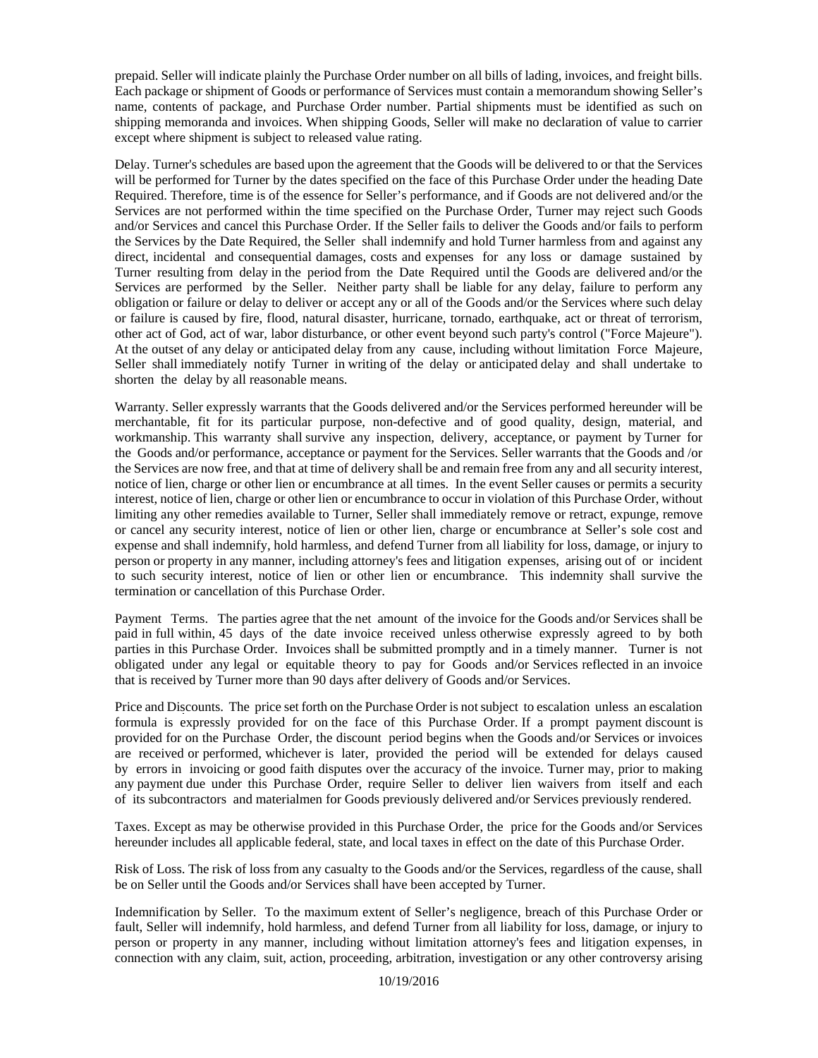prepaid. Seller will indicate plainly the Purchase Order number on all bills of lading, invoices, and freight bills. Each package or shipment of Goods or performance of Services must contain a memorandum showing Seller's name, contents of package, and Purchase Order number. Partial shipments must be identified as such on shipping memoranda and invoices. When shipping Goods, Seller will make no declaration of value to carrier except where shipment is subject to released value rating.

Delay. Turner's schedules are based upon the agreement that the Goods will be delivered to or that the Services will be performed for Turner by the dates specified on the face of this Purchase Order under the heading Date Required. Therefore, time is of the essence for Seller's performance, and if Goods are not delivered and/or the Services are not performed within the time specified on the Purchase Order, Turner may reject such Goods and/or Services and cancel this Purchase Order. If the Seller fails to deliver the Goods and/or fails to perform the Services by the Date Required, the Seller shall indemnify and hold Turner harmless from and against any direct, incidental and consequential damages, costs and expenses for any loss or damage sustained by Turner resulting from delay in the period from the Date Required until the Goods are delivered and/or the Services are performed by the Seller. Neither party shall be liable for any delay, failure to perform any obligation or failure or delay to deliver or accept any or all of the Goods and/or the Services where such delay or failure is caused by fire, flood, natural disaster, hurricane, tornado, earthquake, act or threat of terrorism, other act of God, act of war, labor disturbance, or other event beyond such party's control ("Force Majeure"). At the outset of any delay or anticipated delay from any cause, including without limitation Force Majeure, Seller shall immediately notify Turner in writing of the delay or anticipated delay and shall undertake to shorten the delay by all reasonable means.

Warranty. Seller expressly warrants that the Goods delivered and/or the Services performed hereunder will be merchantable, fit for its particular purpose, non-defective and of good quality, design, material, and workmanship. This warranty shall survive any inspection, delivery, acceptance, or payment by Turner for the Goods and/or performance, acceptance or payment for the Services. Seller warrants that the Goods and /or the Services are now free, and that at time of delivery shall be and remain free from any and all security interest, notice of lien, charge or other lien or encumbrance at all times. In the event Seller causes or permits a security interest, notice of lien, charge or other lien or encumbrance to occur in violation of this Purchase Order, without limiting any other remedies available to Turner, Seller shall immediately remove or retract, expunge, remove or cancel any security interest, notice of lien or other lien, charge or encumbrance at Seller's sole cost and expense and shall indemnify, hold harmless, and defend Turner from all liability for loss, damage, or injury to person or property in any manner, including attorney's fees and litigation expenses, arising out of or incident to such security interest, notice of lien or other lien or encumbrance. This indemnity shall survive the termination or cancellation of this Purchase Order.

Payment Terms. The parties agree that the net amount of the invoice for the Goods and/or Services shall be paid in full within, 45 days of the date invoice received unless otherwise expressly agreed to by both parties in this Purchase Order. Invoices shall be submitted promptly and in a timely manner. Turner is not obligated under any legal or equitable theory to pay for Goods and/or Services reflected in an invoice that is received by Turner more than 90 days after delivery of Goods and/or Services.

Price and Discounts. The price set forth on the Purchase Order is not subject to escalation unless an escalation formula is expressly provided for on the face of this Purchase Order. If a prompt payment discount is provided for on the Purchase Order, the discount period begins when the Goods and/or Services or invoices are received or performed, whichever is later, provided the period will be extended for delays caused by errors in invoicing or good faith disputes over the accuracy of the invoice. Turner may, prior to making any payment due under this Purchase Order, require Seller to deliver lien waivers from itself and each of its subcontractors and materialmen for Goods previously delivered and/or Services previously rendered.

Taxes. Except as may be otherwise provided in this Purchase Order, the price for the Goods and/or Services hereunder includes all applicable federal, state, and local taxes in effect on the date of this Purchase Order.

Risk of Loss. The risk of loss from any casualty to the Goods and/or the Services, regardless of the cause, shall be on Seller until the Goods and/or Services shall have been accepted by Turner.

Indemnification by Seller. To the maximum extent of Seller's negligence, breach of this Purchase Order or fault, Seller will indemnify, hold harmless, and defend Turner from all liability for loss, damage, or injury to person or property in any manner, including without limitation attorney's fees and litigation expenses, in connection with any claim, suit, action, proceeding, arbitration, investigation or any other controversy arising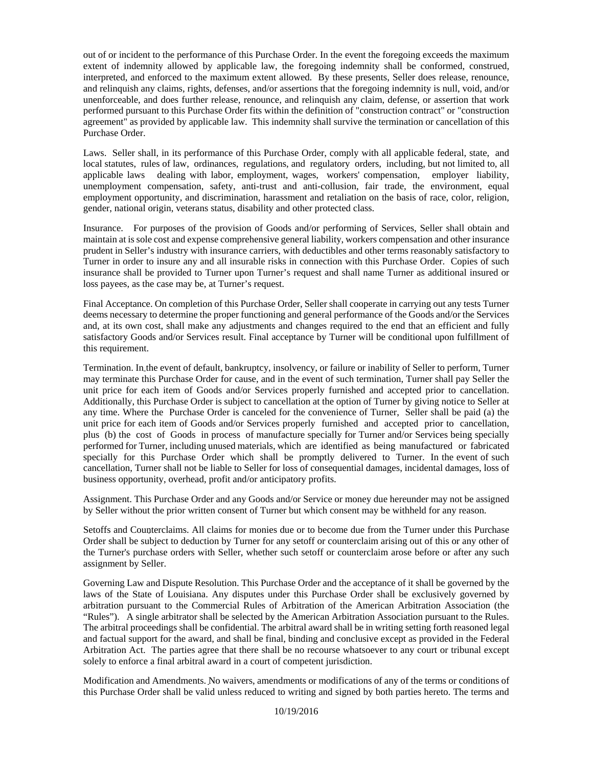out of or incident to the performance of this Purchase Order. In the event the foregoing exceeds the maximum extent of indemnity allowed by applicable law, the foregoing indemnity shall be conformed, construed, interpreted, and enforced to the maximum extent allowed. By these presents, Seller does release, renounce, and relinquish any claims, rights, defenses, and/or assertions that the foregoing indemnity is null, void, and/or unenforceable, and does further release, renounce, and relinquish any claim, defense, or assertion that work performed pursuant to this Purchase Order fits within the definition of "construction contract" or "construction agreement" as provided by applicable law. This indemnity shall survive the termination or cancellation of this Purchase Order.

Laws. Seller shall, in its performance of this Purchase Order, comply with all applicable federal, state, and local statutes, rules of law, ordinances, regulations, and regulatory orders, including, but not limited to, all applicable laws dealing with labor, employment, wages, workers' compensation, employer liability, unemployment compensation, safety, anti-trust and anti-collusion, fair trade, the environment, equal employment opportunity, and discrimination, harassment and retaliation on the basis of race, color, religion, gender, national origin, veterans status, disability and other protected class.

Insurance. For purposes of the provision of Goods and/or performing of Services, Seller shall obtain and maintain at is sole cost and expense comprehensive general liability, workers compensation and other insurance prudent in Seller's industry with insurance carriers, with deductibles and other terms reasonably satisfactory to Turner in order to insure any and all insurable risks in connection with this Purchase Order. Copies of such insurance shall be provided to Turner upon Turner's request and shall name Turner as additional insured or loss payees, as the case may be, at Turner's request.

Final Acceptance. On completion of this Purchase Order, Seller shall cooperate in carrying out any tests Turner deems necessary to determine the proper functioning and general performance of the Goods and/or the Services and, at its own cost, shall make any adjustments and changes required to the end that an efficient and fully satisfactory Goods and/or Services result. Final acceptance by Turner will be conditional upon fulfillment of this requirement.

Termination. In the event of default, bankruptcy, insolvency, or failure or inability of Seller to perform, Turner may terminate this Purchase Order for cause, and in the event of such termination, Turner shall pay Seller the unit price for each item of Goods and/or Services properly furnished and accepted prior to cancellation. Additionally, this Purchase Order is subject to cancellation at the option of Turner by giving notice to Seller at any time. Where the Purchase Order is canceled for the convenience of Turner, Seller shall be paid (a) the unit price for each item of Goods and/or Services properly furnished and accepted prior to cancellation, plus (b) the cost of Goods in process of manufacture specially for Turner and/or Services being specially performed for Turner, including unused materials, which are identified as being manufactured or fabricated specially for this Purchase Order which shall be promptly delivered to Turner. In the event of such cancellation, Turner shall not be liable to Seller for loss of consequential damages, incidental damages, loss of business opportunity, overhead, profit and/or anticipatory profits.

Assignment. This Purchase Order and any Goods and/or Service or money due hereunder may not be assigned by Seller without the prior written consent of Turner but which consent may be withheld for any reason.

Setoffs and Counterclaims. All claims for monies due or to become due from the Turner under this Purchase Order shall be subject to deduction by Turner for any setoff or counterclaim arising out of this or any other of the Turner's purchase orders with Seller, whether such setoff or counterclaim arose before or after any such assignment by Seller.

Governing Law and Dispute Resolution. This Purchase Order and the acceptance of it shall be governed by the laws of the State of Louisiana. Any disputes under this Purchase Order shall be exclusively governed by arbitration pursuant to the Commercial Rules of Arbitration of the American Arbitration Association (the "Rules"). A single arbitrator shall be selected by the American Arbitration Association pursuant to the Rules. The arbitral proceedings shall be confidential. The arbitral award shall be in writing setting forth reasoned legal and factual support for the award, and shall be final, binding and conclusive except as provided in the Federal Arbitration Act. The parties agree that there shall be no recourse whatsoever to any court or tribunal except solely to enforce a final arbitral award in a court of competent jurisdiction.

Modification and Amendments. No waivers, amendments or modifications of any of the terms or conditions of this Purchase Order shall be valid unless reduced to writing and signed by both parties hereto. The terms and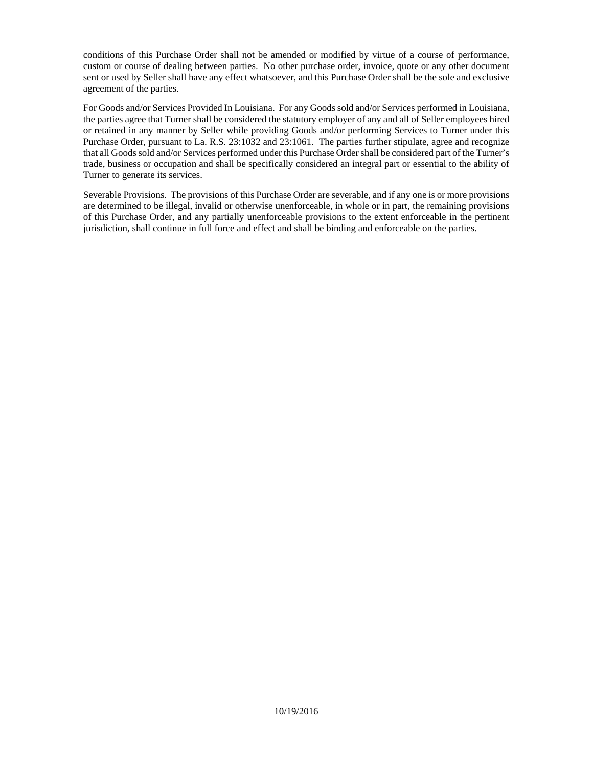conditions of this Purchase Order shall not be amended or modified by virtue of a course of performance, custom or course of dealing between parties. No other purchase order, invoice, quote or any other document sent or used by Seller shall have any effect whatsoever, and this Purchase Order shall be the sole and exclusive agreement of the parties.

For Goods and/or Services Provided In Louisiana. For any Goods sold and/or Services performed in Louisiana, the parties agree that Turner shall be considered the statutory employer of any and all of Seller employees hired or retained in any manner by Seller while providing Goods and/or performing Services to Turner under this Purchase Order, pursuant to La. R.S. 23:1032 and 23:1061. The parties further stipulate, agree and recognize that all Goods sold and/or Services performed under this Purchase Order shall be considered part of the Turner's trade, business or occupation and shall be specifically considered an integral part or essential to the ability of Turner to generate its services.

Severable Provisions. The provisions of this Purchase Order are severable, and if any one is or more provisions are determined to be illegal, invalid or otherwise unenforceable, in whole or in part, the remaining provisions of this Purchase Order, and any partially unenforceable provisions to the extent enforceable in the pertinent jurisdiction, shall continue in full force and effect and shall be binding and enforceable on the parties.